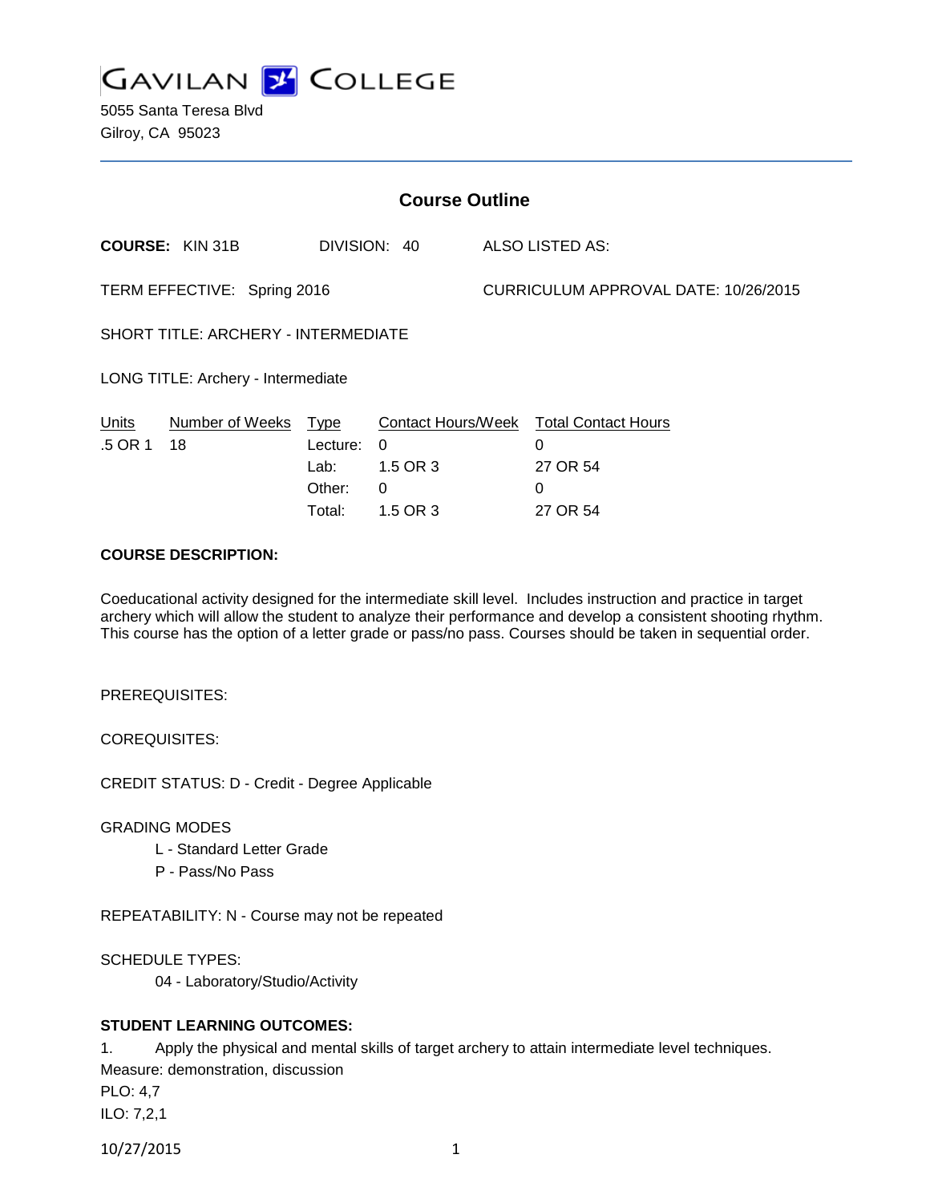# GAVILAN COLLEGE

5055 Santa Teresa Blvd
Gilroy, CA 95023

## Course Outline

**COURSE:** KIN 31B DIVISION: 40 ALSO LISTED AS:

TERM EFFECTIVE: Spring 2016 CURRICULUM APPROVAL DATE: 10/26/2015

SHORT TITLE: ARCHERY - INTERMEDIATE

LONG TITLE: Archery - Intermediate

| Units | Number of Weeks | Type | Contact Hours/Week | Total Contact Hours |
|---|---|---|---|---|
| .5 OR 1 | 18 | Lecture: | 0 | 0 |
| | | Lab: | 1.5 OR 3 | 27 OR 54 |
| | | Other: | 0 | 0 |
| | | Total: | 1.5 OR 3 | 27 OR 54 |

**COURSE DESCRIPTION:**

Coeducational activity designed for the intermediate skill level. Includes instruction and practice in target archery which will allow the student to analyze their performance and develop a consistent shooting rhythm. This course has the option of a letter grade or pass/no pass. Courses should be taken in sequential order.

PREREQUISITES:

COREQUISITES:

CREDIT STATUS: D - Credit - Degree Applicable

GRADING MODES

- L - Standard Letter Grade
- P - Pass/No Pass

REPEATABILITY: N - Course may not be repeated

SCHEDULE TYPES:

- 04 - Laboratory/Studio/Activity

**STUDENT LEARNING OUTCOMES:**

1. Apply the physical and mental skills of target archery to attain intermediate level techniques.

Measure: demonstration, discussion

PLO: 4,7

ILO: 7,2,1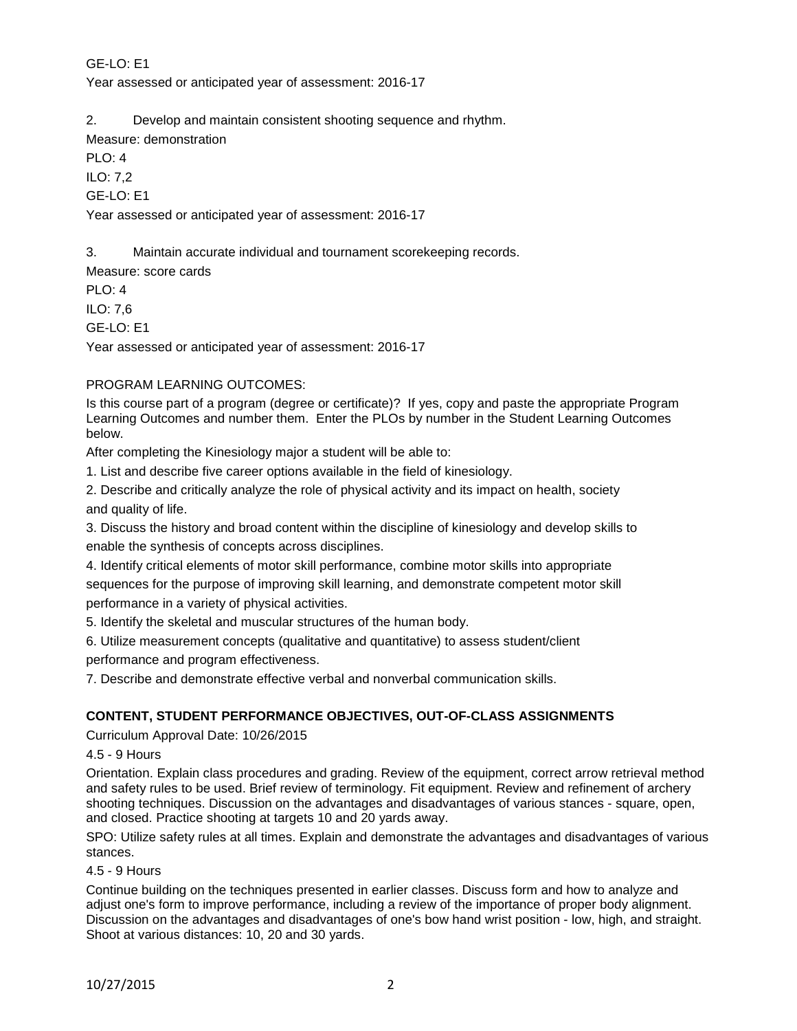GE-LO: E1

Year assessed or anticipated year of assessment: 2016-17

2. Develop and maintain consistent shooting sequence and rhythm.

Measure: demonstration

PLO: 4

ILO: 7,2

GE-LO: E1

Year assessed or anticipated year of assessment: 2016-17

3. Maintain accurate individual and tournament scorekeeping records.

Measure: score cards

PLO: 4

ILO: 7,6

GE-LO: E1

Year assessed or anticipated year of assessment: 2016-17

PROGRAM LEARNING OUTCOMES:

Is this course part of a program (degree or certificate)? If yes, copy and paste the appropriate Program Learning Outcomes and number them. Enter the PLOs by number in the Student Learning Outcomes below.

After completing the Kinesiology major a student will be able to:

1. List and describe five career options available in the field of kinesiology.
2. Describe and critically analyze the role of physical activity and its impact on health, society and quality of life.
3. Discuss the history and broad content within the discipline of kinesiology and develop skills to enable the synthesis of concepts across disciplines.
4. Identify critical elements of motor skill performance, combine motor skills into appropriate sequences for the purpose of improving skill learning, and demonstrate competent motor skill performance in a variety of physical activities.
5. Identify the skeletal and muscular structures of the human body.
6. Utilize measurement concepts (qualitative and quantitative) to assess student/client performance and program effectiveness.
7. Describe and demonstrate effective verbal and nonverbal communication skills.

**CONTENT, STUDENT PERFORMANCE OBJECTIVES, OUT-OF-CLASS ASSIGNMENTS**

Curriculum Approval Date: 10/26/2015

4.5 - 9 Hours

Orientation. Explain class procedures and grading. Review of the equipment, correct arrow retrieval method and safety rules to be used. Brief review of terminology. Fit equipment. Review and refinement of archery shooting techniques. Discussion on the advantages and disadvantages of various stances - square, open, and closed. Practice shooting at targets 10 and 20 yards away.

SPO: Utilize safety rules at all times. Explain and demonstrate the advantages and disadvantages of various stances.

4.5 - 9 Hours

Continue building on the techniques presented in earlier classes. Discuss form and how to analyze and adjust one's form to improve performance, including a review of the importance of proper body alignment. Discussion on the advantages and disadvantages of one's bow hand wrist position - low, high, and straight. Shoot at various distances: 10, 20 and 30 yards.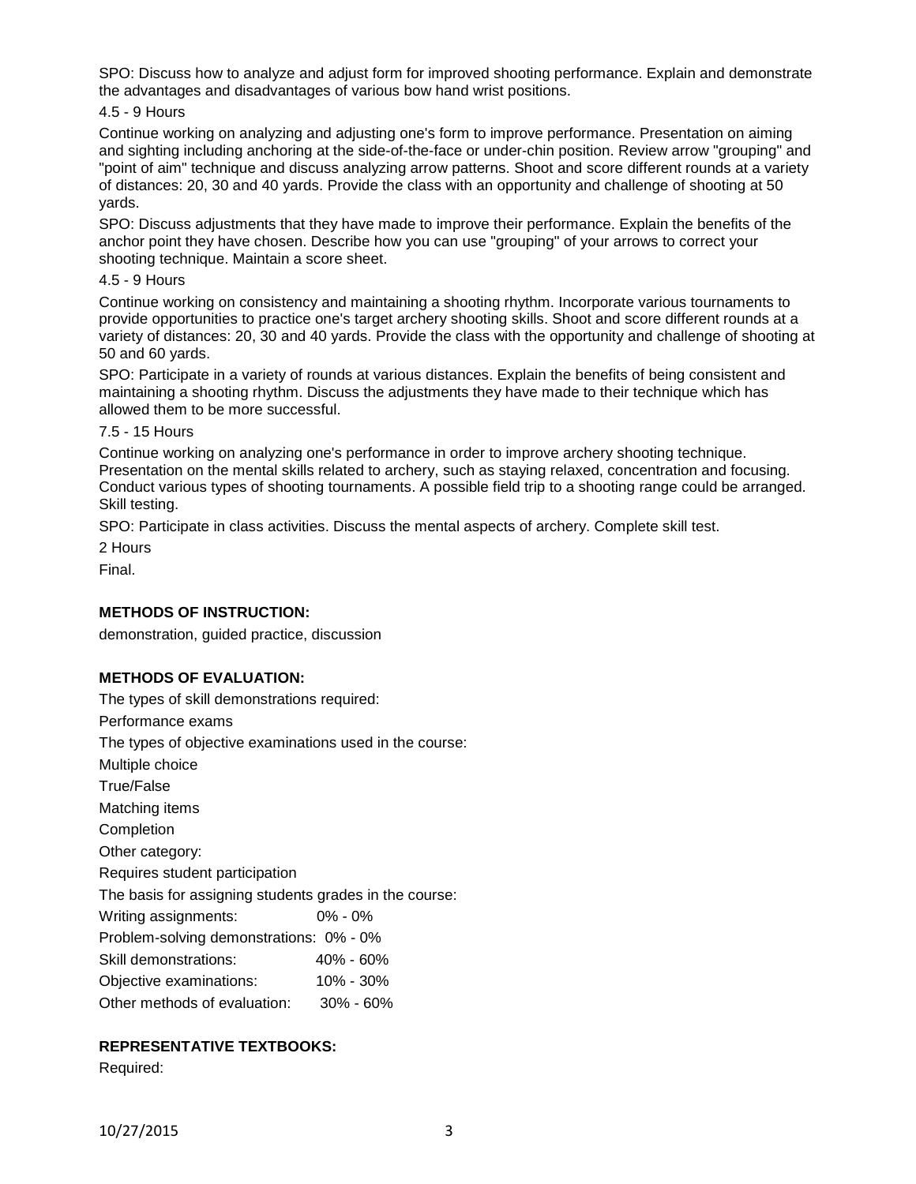SPO: Discuss how to analyze and adjust form for improved shooting performance. Explain and demonstrate the advantages and disadvantages of various bow hand wrist positions.

4.5 - 9 Hours

Continue working on analyzing and adjusting one's form to improve performance. Presentation on aiming and sighting including anchoring at the side-of-the-face or under-chin position. Review arrow "grouping" and "point of aim" technique and discuss analyzing arrow patterns. Shoot and score different rounds at a variety of distances: 20, 30 and 40 yards. Provide the class with an opportunity and challenge of shooting at 50 yards.

SPO: Discuss adjustments that they have made to improve their performance. Explain the benefits of the anchor point they have chosen. Describe how you can use "grouping" of your arrows to correct your shooting technique. Maintain a score sheet.

4.5 - 9 Hours

Continue working on consistency and maintaining a shooting rhythm. Incorporate various tournaments to provide opportunities to practice one's target archery shooting skills. Shoot and score different rounds at a variety of distances: 20, 30 and 40 yards. Provide the class with the opportunity and challenge of shooting at 50 and 60 yards.

SPO: Participate in a variety of rounds at various distances. Explain the benefits of being consistent and maintaining a shooting rhythm. Discuss the adjustments they have made to their technique which has allowed them to be more successful.

7.5 - 15 Hours

Continue working on analyzing one's performance in order to improve archery shooting technique. Presentation on the mental skills related to archery, such as staying relaxed, concentration and focusing. Conduct various types of shooting tournaments. A possible field trip to a shooting range could be arranged. Skill testing.

SPO: Participate in class activities. Discuss the mental aspects of archery. Complete skill test.

2 Hours

Final.

**METHODS OF INSTRUCTION:**

demonstration, guided practice, discussion

**METHODS OF EVALUATION:**

The types of skill demonstrations required:

Performance exams

The types of objective examinations used in the course:

Multiple choice

True/False

Matching items

Completion

Other category:

Requires student participation

The basis for assigning students grades in the course:

Writing assignments: 0% - 0%

Problem-solving demonstrations: 0% - 0%

Skill demonstrations: 40% - 60%

Objective examinations: 10% - 30%

Other methods of evaluation: 30% - 60%

**REPRESENTATIVE TEXTBOOKS:**

Required: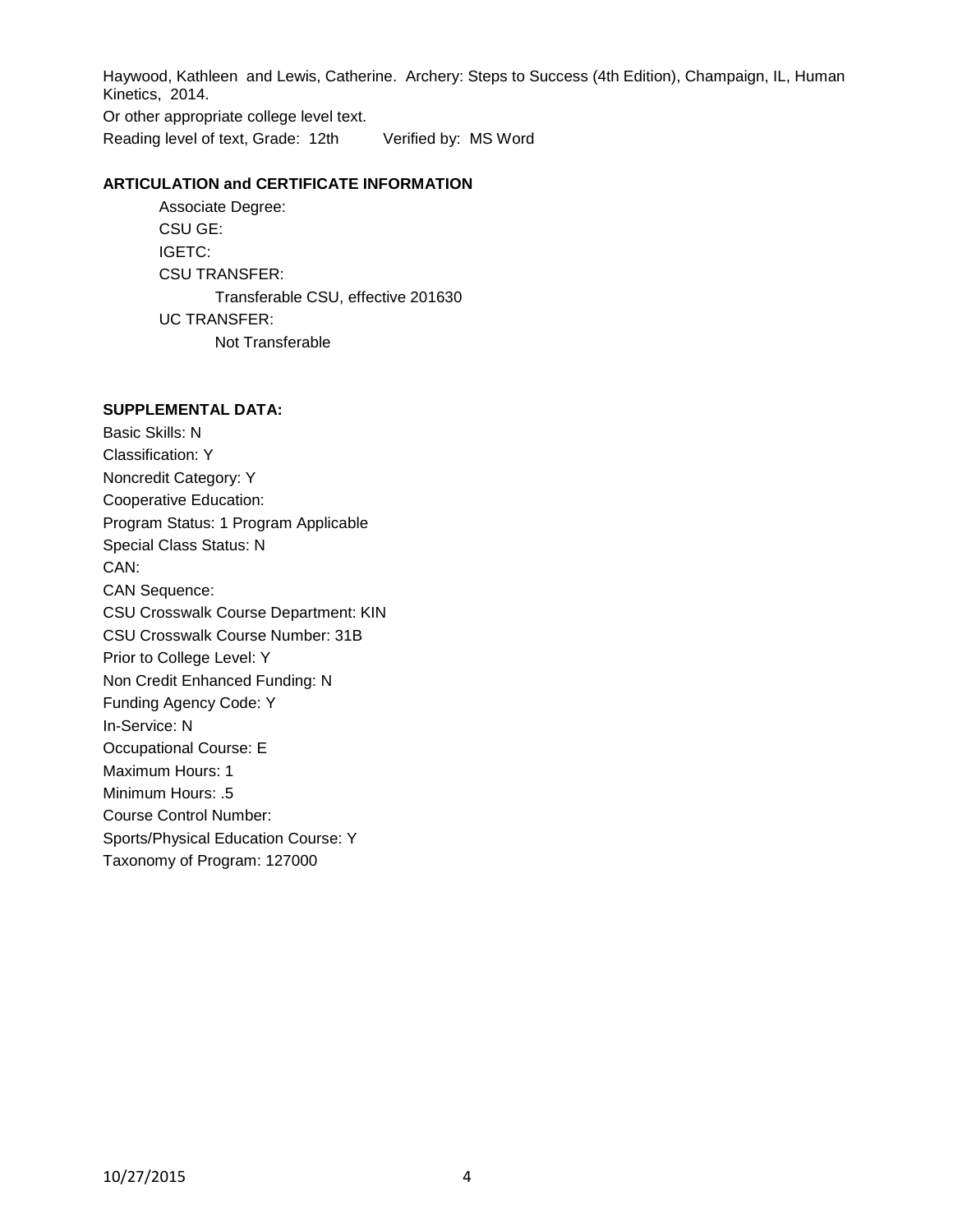Haywood, Kathleen and Lewis, Catherine. Archery: Steps to Success (4th Edition), Champaign, IL, Human Kinetics, 2014.

Or other appropriate college level text.

Reading level of text, Grade: 12th Verified by: MS Word

**ARTICULATION and CERTIFICATE INFORMATION**

Associate Degree:

CSU GE:

IGETC:

CSU TRANSFER:

Transferable CSU, effective 201630

UC TRANSFER:

Not Transferable

**SUPPLEMENTAL DATA:**

Basic Skills: N

Classification: Y

Noncredit Category: Y

Cooperative Education:

Program Status: 1 Program Applicable

Special Class Status: N

CAN:

CAN Sequence:

CSU Crosswalk Course Department: KIN

CSU Crosswalk Course Number: 31B

Prior to College Level: Y

Non Credit Enhanced Funding: N

Funding Agency Code: Y

In-Service: N

Occupational Course: E

Maximum Hours: 1

Minimum Hours: .5

Course Control Number:

Sports/Physical Education Course: Y

Taxonomy of Program: 127000